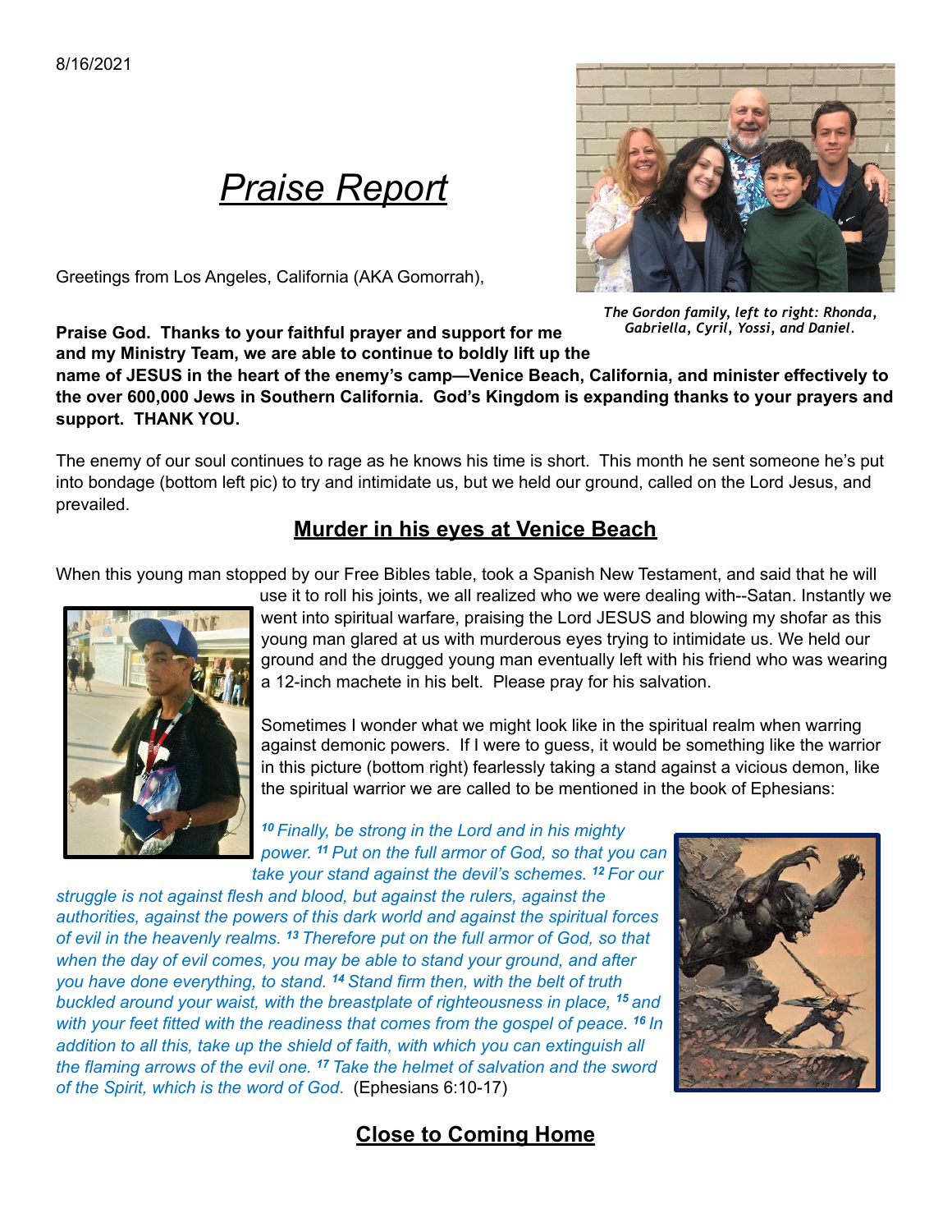8/16/2021

# *Praise Report*

*The Gordon family, left to right: Rhonda, Gabriella, Cyril, Yossi, and Daniel.*

Greetings from Los Angeles, California (AKA Gomorrah),

**Praise God. Thanks to your faithful prayer and support for me and my Ministry Team, we are able to continue to boldly lift up the name of JESUS in the heart of the enemy's camp—Venice Beach, California, and minister effectively to the over 600,000 Jews in Southern California. God's Kingdom is expanding thanks to your prayers and support. THANK YOU.**

The enemy of our soul continues to rage as he knows his time is short. This month he sent someone he's put into bondage (bottom left pic) to try and intimidate us, but we held our ground, called on the Lord Jesus, and prevailed.

## Murder in his eyes at Venice Beach

When this young man stopped by our Free Bibles table, took a Spanish New Testament, and said that he will use it to roll his joints, we all realized who we were dealing with--Satan. Instantly we went into spiritual warfare, praising the Lord JESUS and blowing my shofar as this young man glared at us with murderous eyes trying to intimidate us. We held our ground and the drugged young man eventually left with his friend who was wearing a 12-inch machete in his belt. Please pray for his salvation.

Sometimes I wonder what we might look like in the spiritual realm when warring against demonic powers. If I were to guess, it would be something like the warrior in this picture (bottom right) fearlessly taking a stand against a vicious demon, like the spiritual warrior we are called to be mentioned in the book of Ephesians:

*[10] Finally, be strong in the Lord and in his mighty power. [11] Put on the full armor of God, so that you can take your stand against the devil's schemes. [12] For our struggle is not against flesh and blood, but against the rulers, against the authorities, against the powers of this dark world and against the spiritual forces of evil in the heavenly realms. [13] Therefore put on the full armor of God, so that when the day of evil comes, you may be able to stand your ground, and after you have done everything, to stand. [14] Stand firm then, with the belt of truth buckled around your waist, with the breastplate of righteousness in place, [15] and with your feet fitted with the readiness that comes from the gospel of peace. [16] In addition to all this, take up the shield of faith, with which you can extinguish all the flaming arrows of the evil one. [17] Take the helmet of salvation and the sword of the Spirit, which is the word of God.* (Ephesians 6:10-17)

## Close to Coming Home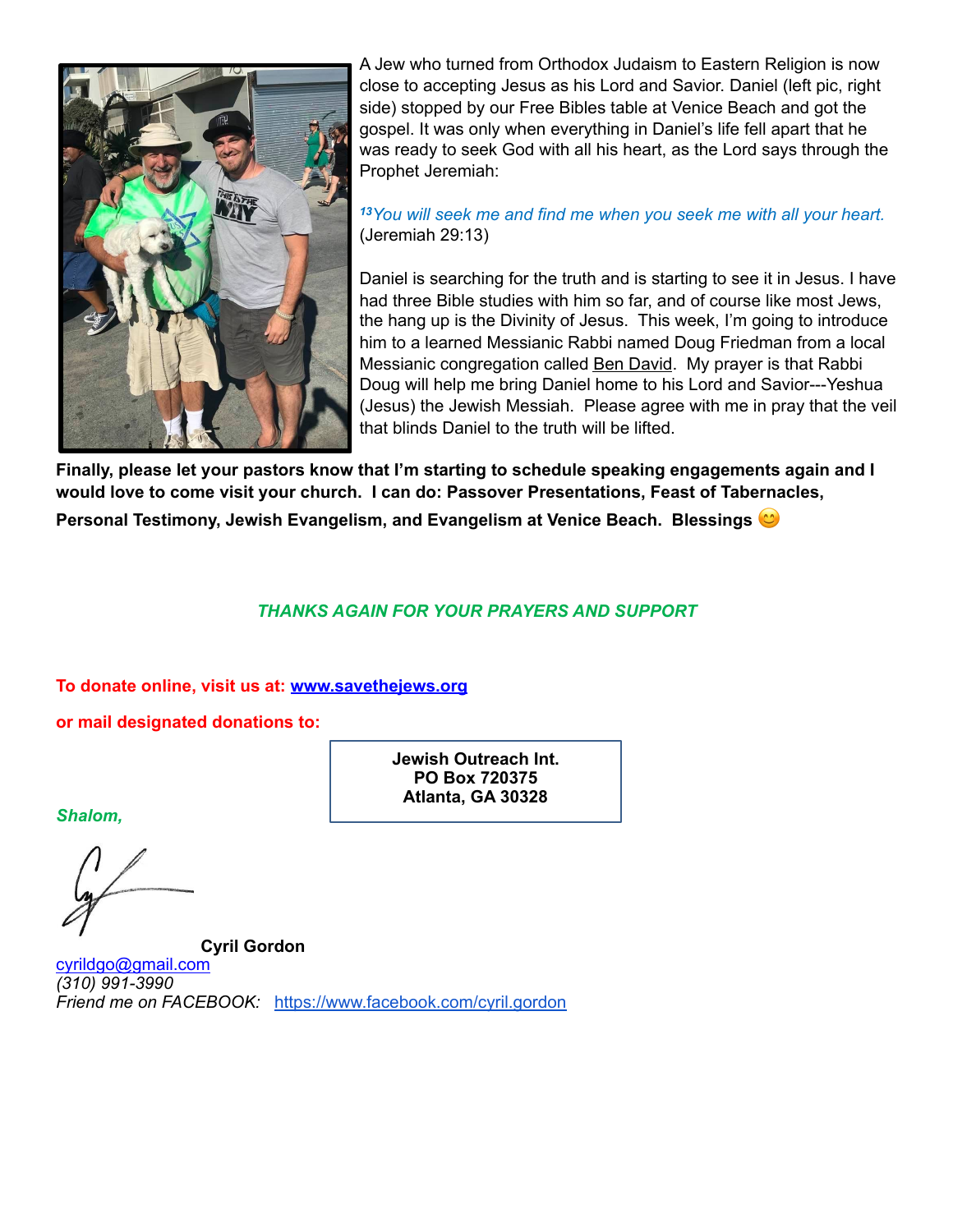A Jew who turned from Orthodox Judaism to Eastern Religion is now close to accepting Jesus as his Lord and Savior. Daniel (left pic, right side) stopped by our Free Bibles table at Venice Beach and got the gospel. It was only when everything in Daniel's life fell apart that he was ready to seek God with all his heart, as the Lord says through the Prophet Jeremiah:

*[13] You will seek me and find me when you seek me with all your heart.* (Jeremiah 29:13)

Daniel is searching for the truth and is starting to see it in Jesus. I have had three Bible studies with him so far, and of course like most Jews, the hang up is the Divinity of Jesus. This week, I'm going to introduce him to a learned Messianic Rabbi named Doug Friedman from a local Messianic congregation called Ben David. My prayer is that Rabbi Doug will help me bring Daniel home to his Lord and Savior---Yeshua (Jesus) the Jewish Messiah. Please agree with me in pray that the veil that blinds Daniel to the truth will be lifted.

**Finally, please let your pastors know that I'm starting to schedule speaking engagements again and I would love to come visit your church. I can do: Passover Presentations, Feast of Tabernacles, Personal Testimony, Jewish Evangelism, and Evangelism at Venice Beach. Blessings** 😊

***THANKS AGAIN FOR YOUR PRAYERS AND SUPPORT***

**To donate online, visit us at: [www.savethejews.org](http://www.savethejews.org)**

**or mail designated donations to:**

**Jewish Outreach Int.**
**PO Box 720375**
**Atlanta, GA 30328**

***Shalom,***

**Cyril Gordon**
cyrildgo@gmail.com
*(310) 991-3990*
*Friend me on FACEBOOK:* https://www.facebook.com/cyril.gordon